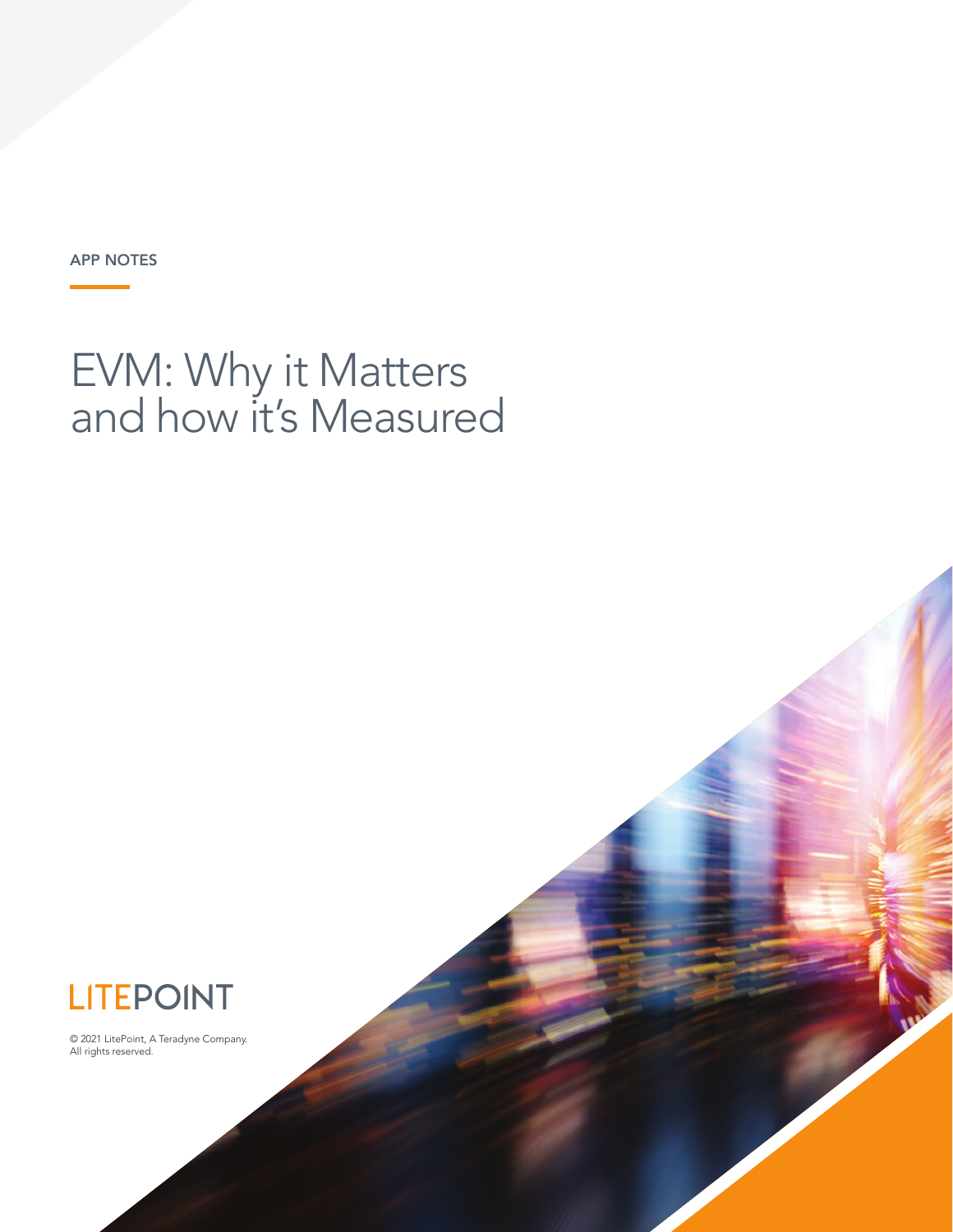APP NOTES

# EVM: Why it Matters and how it's Measured

LITEPOINT

© 2021 LitePoint, A Teradyne Company. All rights reserved.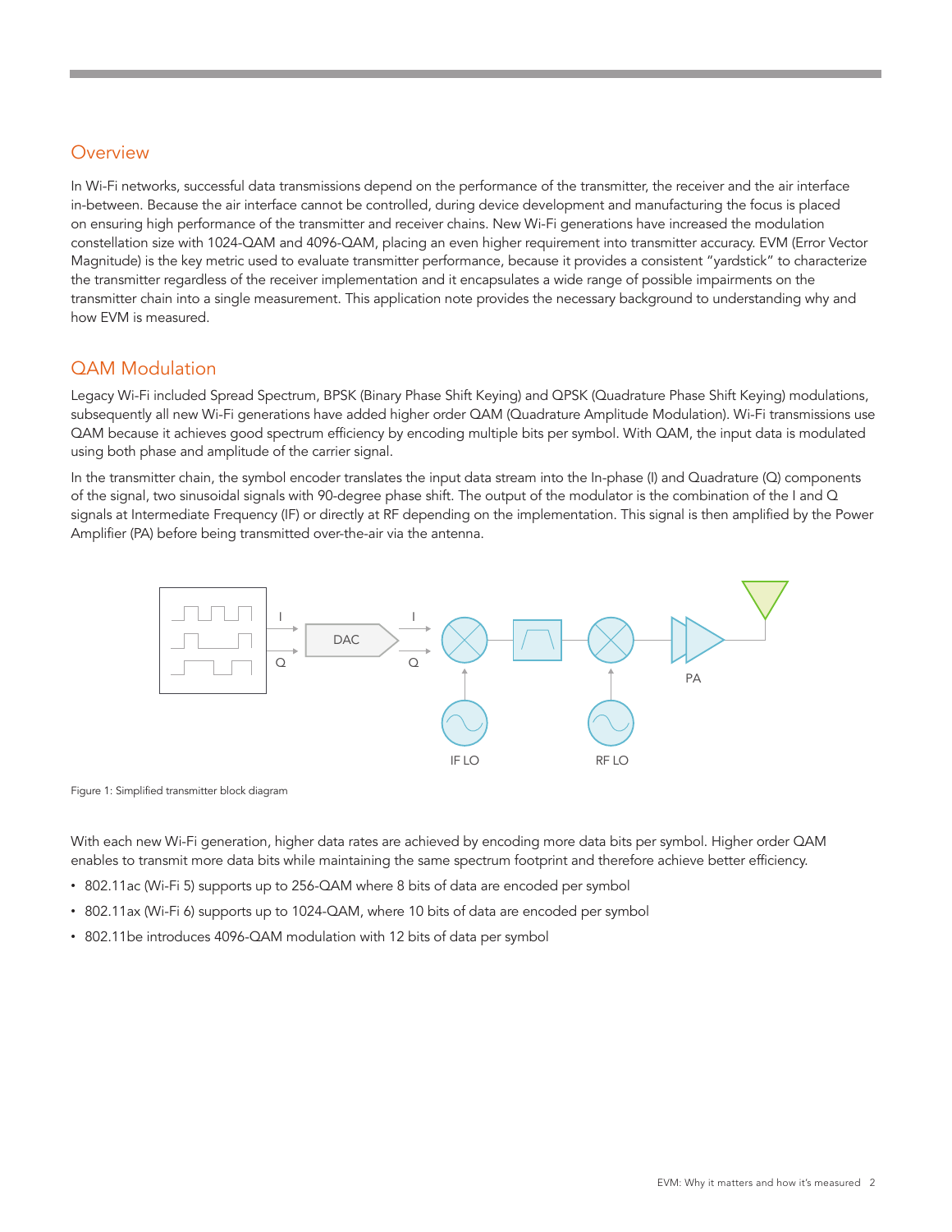## Overview

In Wi-Fi networks, successful data transmissions depend on the performance of the transmitter, the receiver and the air interface in-between. Because the air interface cannot be controlled, during device development and manufacturing the focus is placed on ensuring high performance of the transmitter and receiver chains. New Wi-Fi generations have increased the modulation constellation size with 1024-QAM and 4096-QAM, placing an even higher requirement into transmitter accuracy. EVM (Error Vector Magnitude) is the key metric used to evaluate transmitter performance, because it provides a consistent "yardstick" to characterize the transmitter regardless of the receiver implementation and it encapsulates a wide range of possible impairments on the transmitter chain into a single measurement. This application note provides the necessary background to understanding why and how EVM is measured.

## QAM Modulation

Legacy Wi-Fi included Spread Spectrum, BPSK (Binary Phase Shift Keying) and QPSK (Quadrature Phase Shift Keying) modulations, subsequently all new Wi-Fi generations have added higher order QAM (Quadrature Amplitude Modulation). Wi-Fi transmissions use QAM because it achieves good spectrum efficiency by encoding multiple bits per symbol. With QAM, the input data is modulated using both phase and amplitude of the carrier signal.

In the transmitter chain, the symbol encoder translates the input data stream into the In-phase (I) and Quadrature (Q) components of the signal, two sinusoidal signals with 90-degree phase shift. The output of the modulator is the combination of the I and Q signals at Intermediate Frequency (IF) or directly at RF depending on the implementation. This signal is then amplified by the Power Amplifier (PA) before being transmitted over-the-air via the antenna.

Figure 1: Simplified transmitter block diagram

With each new Wi-Fi generation, higher data rates are achieved by encoding more data bits per symbol. Higher order QAM enables to transmit more data bits while maintaining the same spectrum footprint and therefore achieve better efficiency.

- 802.11ac (Wi-Fi 5) supports up to 256-QAM where 8 bits of data are encoded per symbol
- 802.11ax (Wi-Fi 6) supports up to 1024-QAM, where 10 bits of data are encoded per symbol
- 802.11be introduces 4096-QAM modulation with 12 bits of data per symbol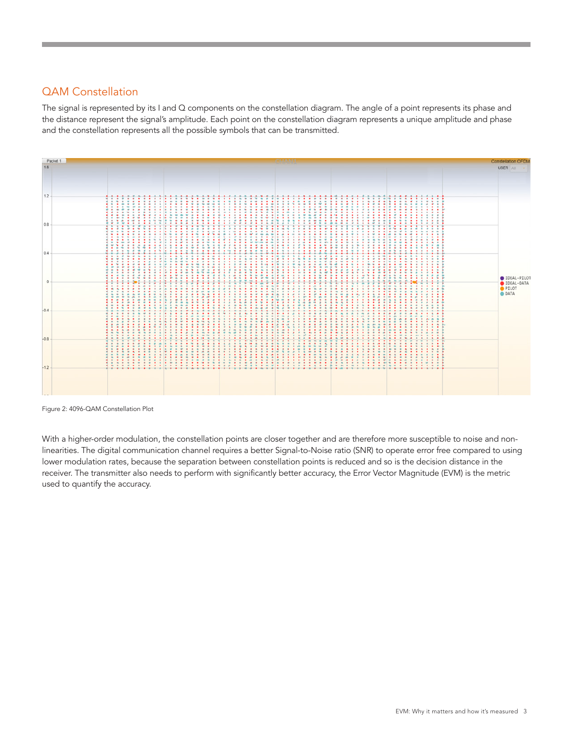## QAM Constellation

The signal is represented by its I and Q components on the constellation diagram. The angle of a point represents its phase and the distance represent the signal's amplitude. Each point on the constellation diagram represents a unique amplitude and phase and the constellation represents all the possible symbols that can be transmitted.

Figure 2: 4096-QAM Constellation Plot

With a higher-order modulation, the constellation points are closer together and are therefore more susceptible to noise and non-linearities. The digital communication channel requires a better Signal-to-Noise ratio (SNR) to operate error free compared to using lower modulation rates, because the separation between constellation points is reduced and so is the decision distance in the receiver. The transmitter also needs to perform with significantly better accuracy, the Error Vector Magnitude (EVM) is the metric used to quantify the accuracy.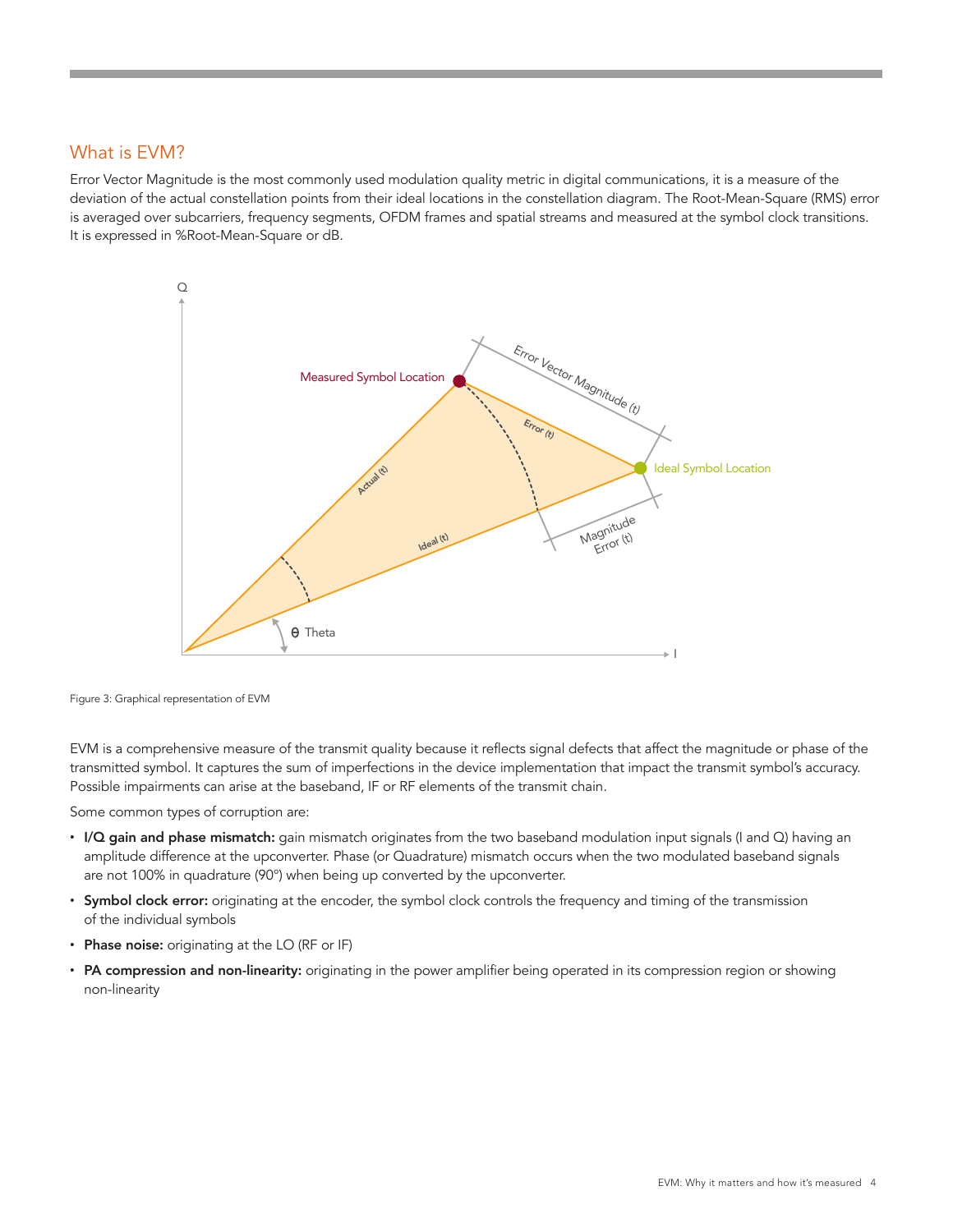## What is EVM?

Error Vector Magnitude is the most commonly used modulation quality metric in digital communications, it is a measure of the deviation of the actual constellation points from their ideal locations in the constellation diagram. The Root-Mean-Square (RMS) error is averaged over subcarriers, frequency segments, OFDM frames and spatial streams and measured at the symbol clock transitions. It is expressed in %Root-Mean-Square or dB.

Figure 3: Graphical representation of EVM

EVM is a comprehensive measure of the transmit quality because it reflects signal defects that affect the magnitude or phase of the transmitted symbol. It captures the sum of imperfections in the device implementation that impact the transmit symbol's accuracy. Possible impairments can arise at the baseband, IF or RF elements of the transmit chain.

Some common types of corruption are:

- **I/Q gain and phase mismatch:** gain mismatch originates from the two baseband modulation input signals (I and Q) having an amplitude difference at the upconverter. Phase (or Quadrature) mismatch occurs when the two modulated baseband signals are not 100% in quadrature (90°) when being up converted by the upconverter.
- **Symbol clock error:** originating at the encoder, the symbol clock controls the frequency and timing of the transmission of the individual symbols
- **Phase noise:** originating at the LO (RF or IF)
- **PA compression and non-linearity:** originating in the power amplifier being operated in its compression region or showing non-linearity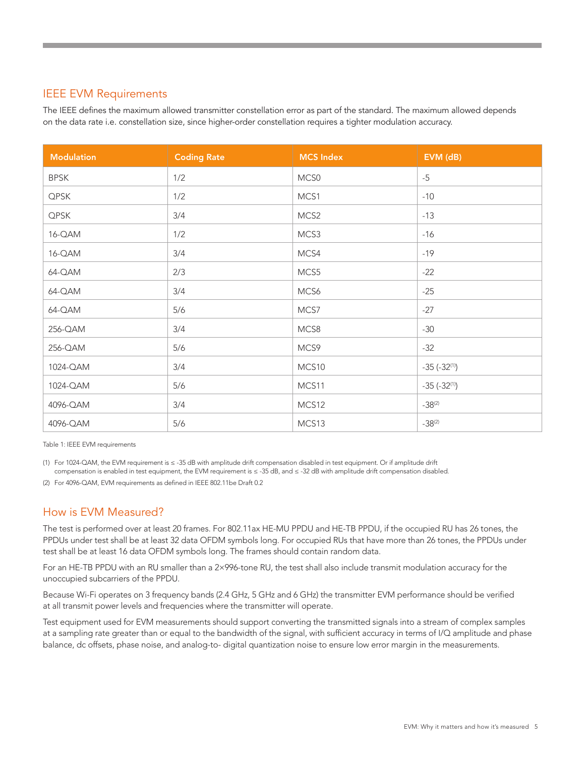## IEEE EVM Requirements

The IEEE defines the maximum allowed transmitter constellation error as part of the standard. The maximum allowed depends on the data rate i.e. constellation size, since higher-order constellation requires a tighter modulation accuracy.

| Modulation | Coding Rate | MCS Index | EVM (dB) |
|---|---|---|---|
| BPSK | 1/2 | MCS0 | -5 |
| QPSK | 1/2 | MCS1 | -10 |
| QPSK | 3/4 | MCS2 | -13 |
| 16-QAM | 1/2 | MCS3 | -16 |
| 16-QAM | 3/4 | MCS4 | -19 |
| 64-QAM | 2/3 | MCS5 | -22 |
| 64-QAM | 3/4 | MCS6 | -25 |
| 64-QAM | 5/6 | MCS7 | -27 |
| 256-QAM | 3/4 | MCS8 | -30 |
| 256-QAM | 5/6 | MCS9 | -32 |
| 1024-QAM | 3/4 | MCS10 | -35 (-32[1]) |
| 1024-QAM | 5/6 | MCS11 | -35 (-32[1]) |
| 4096-QAM | 3/4 | MCS12 | -38[2] |
| 4096-QAM | 5/6 | MCS13 | -38[2] |

Table 1: IEEE EVM requirements

(1) For 1024-QAM, the EVM requirement is ≤ -35 dB with amplitude drift compensation disabled in test equipment. Or if amplitude drift compensation is enabled in test equipment, the EVM requirement is ≤ -35 dB, and ≤ -32 dB with amplitude drift compensation disabled.

(2) For 4096-QAM, EVM requirements as defined in IEEE 802.11be Draft 0.2

## How is EVM Measured?

The test is performed over at least 20 frames. For 802.11ax HE-MU PPDU and HE-TB PPDU, if the occupied RU has 26 tones, the PPDUs under test shall be at least 32 data OFDM symbols long. For occupied RUs that have more than 26 tones, the PPDUs under test shall be at least 16 data OFDM symbols long. The frames should contain random data.

For an HE-TB PPDU with an RU smaller than a 2×996-tone RU, the test shall also include transmit modulation accuracy for the unoccupied subcarriers of the PPDU.

Because Wi-Fi operates on 3 frequency bands (2.4 GHz, 5 GHz and 6 GHz) the transmitter EVM performance should be verified at all transmit power levels and frequencies where the transmitter will operate.

Test equipment used for EVM measurements should support converting the transmitted signals into a stream of complex samples at a sampling rate greater than or equal to the bandwidth of the signal, with sufficient accuracy in terms of I/Q amplitude and phase balance, dc offsets, phase noise, and analog-to- digital quantization noise to ensure low error margin in the measurements.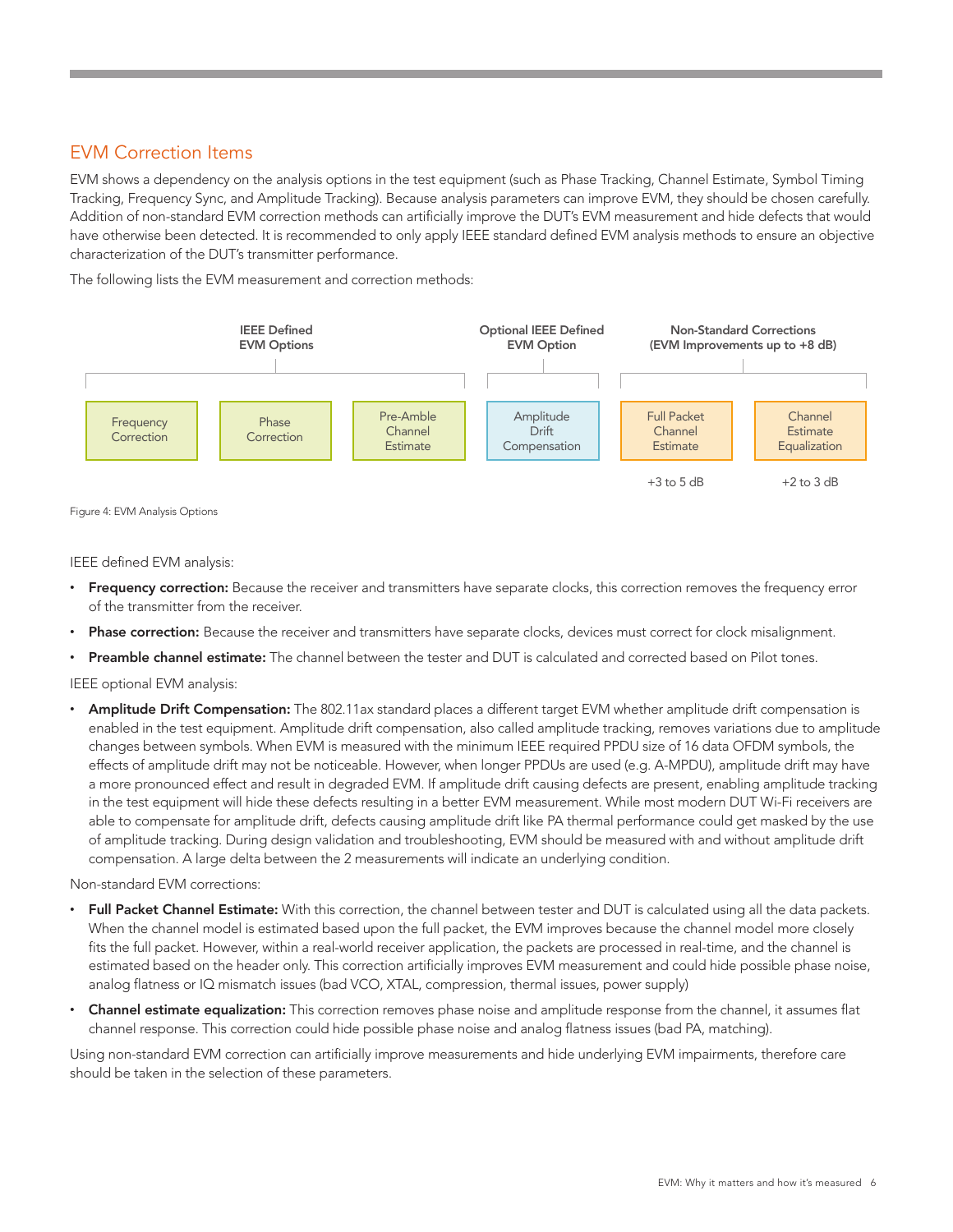## EVM Correction Items

EVM shows a dependency on the analysis options in the test equipment (such as Phase Tracking, Channel Estimate, Symbol Timing Tracking, Frequency Sync, and Amplitude Tracking). Because analysis parameters can improve EVM, they should be chosen carefully. Addition of non-standard EVM correction methods can artificially improve the DUT's EVM measurement and hide defects that would have otherwise been detected. It is recommended to only apply IEEE standard defined EVM analysis methods to ensure an objective characterization of the DUT's transmitter performance.

The following lists the EVM measurement and correction methods:

| IEEE Defined EVM Options | | | Optional IEEE Defined EVM Option | Non-Standard Corrections (EVM Improvements up to +8 dB) | |
|---|---|---|---|---|---|
| Frequency Correction | Phase Correction | Pre-Amble Channel Estimate | Amplitude Drift Compensation | Full Packet Channel Estimate | Channel Estimate Equalization |
| | | | | +3 to 5 dB | +2 to 3 dB |

Figure 4: EVM Analysis Options

IEEE defined EVM analysis:

- **Frequency correction:** Because the receiver and transmitters have separate clocks, this correction removes the frequency error of the transmitter from the receiver.
- **Phase correction:** Because the receiver and transmitters have separate clocks, devices must correct for clock misalignment.
- **Preamble channel estimate:** The channel between the tester and DUT is calculated and corrected based on Pilot tones.

IEEE optional EVM analysis:

- **Amplitude Drift Compensation:** The 802.11ax standard places a different target EVM whether amplitude drift compensation is enabled in the test equipment. Amplitude drift compensation, also called amplitude tracking, removes variations due to amplitude changes between symbols. When EVM is measured with the minimum IEEE required PPDU size of 16 data OFDM symbols, the effects of amplitude drift may not be noticeable. However, when longer PPDUs are used (e.g. A-MPDU), amplitude drift may have a more pronounced effect and result in degraded EVM. If amplitude drift causing defects are present, enabling amplitude tracking in the test equipment will hide these defects resulting in a better EVM measurement. While most modern DUT Wi-Fi receivers are able to compensate for amplitude drift, defects causing amplitude drift like PA thermal performance could get masked by the use of amplitude tracking. During design validation and troubleshooting, EVM should be measured with and without amplitude drift compensation. A large delta between the 2 measurements will indicate an underlying condition.

Non-standard EVM corrections:

- **Full Packet Channel Estimate:** With this correction, the channel between tester and DUT is calculated using all the data packets. When the channel model is estimated based upon the full packet, the EVM improves because the channel model more closely fits the full packet. However, within a real-world receiver application, the packets are processed in real-time, and the channel is estimated based on the header only. This correction artificially improves EVM measurement and could hide possible phase noise, analog flatness or IQ mismatch issues (bad VCO, XTAL, compression, thermal issues, power supply)
- **Channel estimate equalization:** This correction removes phase noise and amplitude response from the channel, it assumes flat channel response. This correction could hide possible phase noise and analog flatness issues (bad PA, matching).

Using non-standard EVM correction can artificially improve measurements and hide underlying EVM impairments, therefore care should be taken in the selection of these parameters.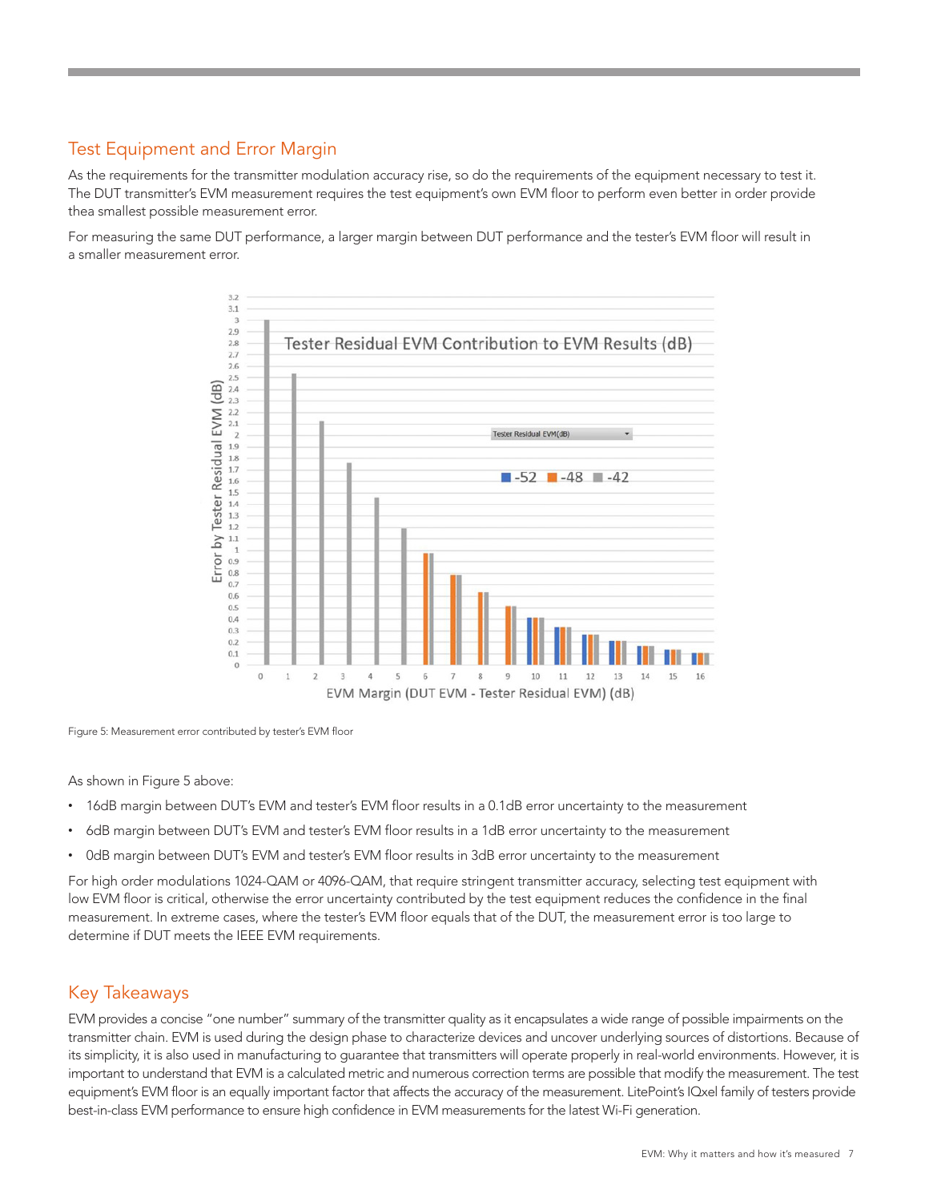## Test Equipment and Error Margin

As the requirements for the transmitter modulation accuracy rise, so do the requirements of the equipment necessary to test it. The DUT transmitter's EVM measurement requires the test equipment's own EVM floor to perform even better in order provide thea smallest possible measurement error.

For measuring the same DUT performance, a larger margin between DUT performance and the tester's EVM floor will result in a smaller measurement error.

Figure 5: Measurement error contributed by tester's EVM floor

As shown in Figure 5 above:

- 16dB margin between DUT's EVM and tester's EVM floor results in a 0.1dB error uncertainty to the measurement
- 6dB margin between DUT's EVM and tester's EVM floor results in a 1dB error uncertainty to the measurement
- 0dB margin between DUT's EVM and tester's EVM floor results in 3dB error uncertainty to the measurement

For high order modulations 1024-QAM or 4096-QAM, that require stringent transmitter accuracy, selecting test equipment with low EVM floor is critical, otherwise the error uncertainty contributed by the test equipment reduces the confidence in the final measurement. In extreme cases, where the tester's EVM floor equals that of the DUT, the measurement error is too large to determine if DUT meets the IEEE EVM requirements.

## Key Takeaways

EVM provides a concise "one number" summary of the transmitter quality as it encapsulates a wide range of possible impairments on the transmitter chain. EVM is used during the design phase to characterize devices and uncover underlying sources of distortions. Because of its simplicity, it is also used in manufacturing to guarantee that transmitters will operate properly in real-world environments. However, it is important to understand that EVM is a calculated metric and numerous correction terms are possible that modify the measurement. The test equipment's EVM floor is an equally important factor that affects the accuracy of the measurement. LitePoint's IQxel family of testers provide best-in-class EVM performance to ensure high confidence in EVM measurements for the latest Wi-Fi generation.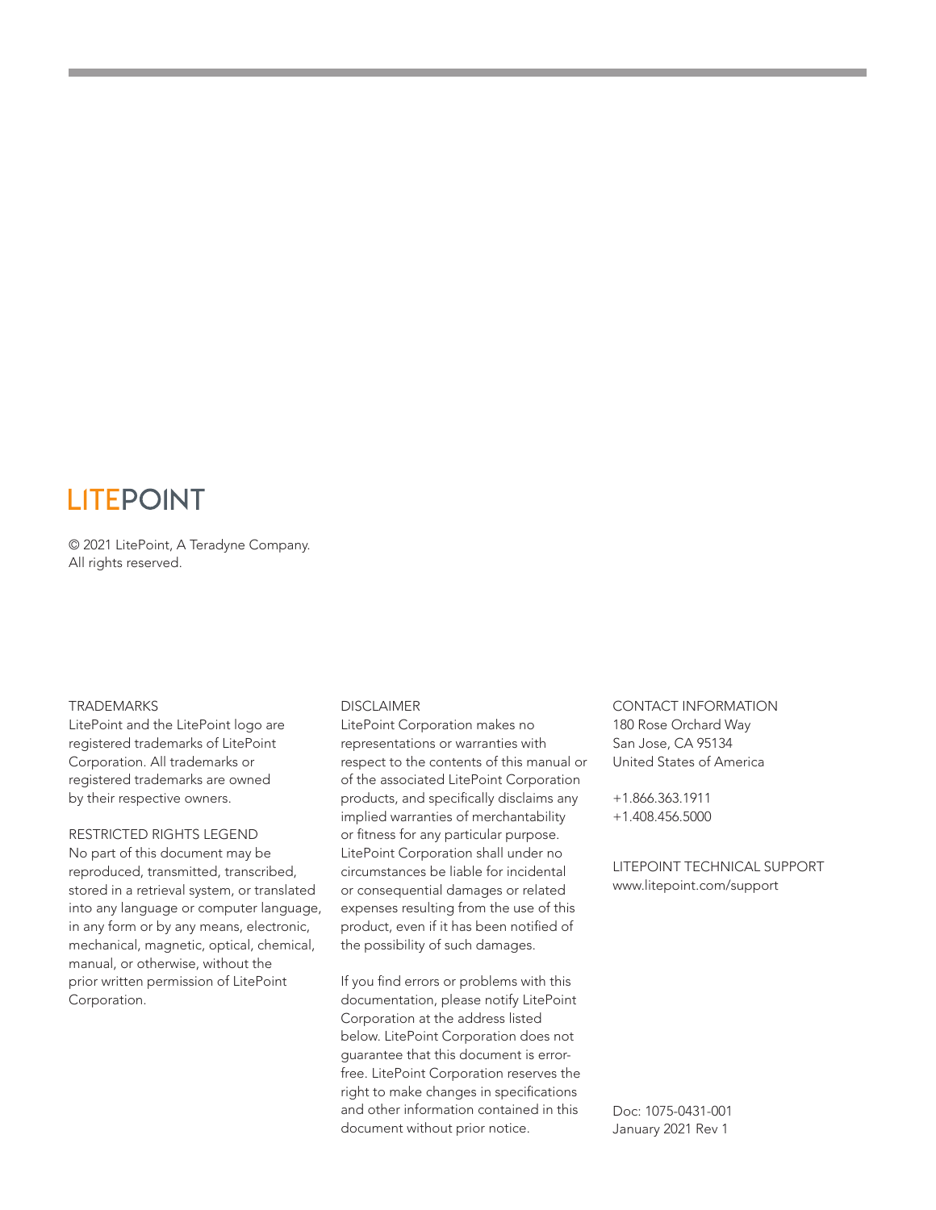LITEPOINT

© 2021 LitePoint, A Teradyne Company.
All rights reserved.

TRADEMARKS
LitePoint and the LitePoint logo are registered trademarks of LitePoint Corporation. All trademarks or registered trademarks are owned by their respective owners.

RESTRICTED RIGHTS LEGEND
No part of this document may be reproduced, transmitted, transcribed, stored in a retrieval system, or translated into any language or computer language, in any form or by any means, electronic, mechanical, magnetic, optical, chemical, manual, or otherwise, without the prior written permission of LitePoint Corporation.

DISCLAIMER
LitePoint Corporation makes no representations or warranties with respect to the contents of this manual or of the associated LitePoint Corporation products, and specifically disclaims any implied warranties of merchantability or fitness for any particular purpose. LitePoint Corporation shall under no circumstances be liable for incidental or consequential damages or related expenses resulting from the use of this product, even if it has been notified of the possibility of such damages.

If you find errors or problems with this documentation, please notify LitePoint Corporation at the address listed below. LitePoint Corporation does not guarantee that this document is error-free. LitePoint Corporation reserves the right to make changes in specifications and other information contained in this document without prior notice.

CONTACT INFORMATION
180 Rose Orchard Way
San Jose, CA 95134
United States of America

+1.866.363.1911
+1.408.456.5000

LITEPOINT TECHNICAL SUPPORT
www.litepoint.com/support

Doc: 1075-0431-001
January 2021 Rev 1